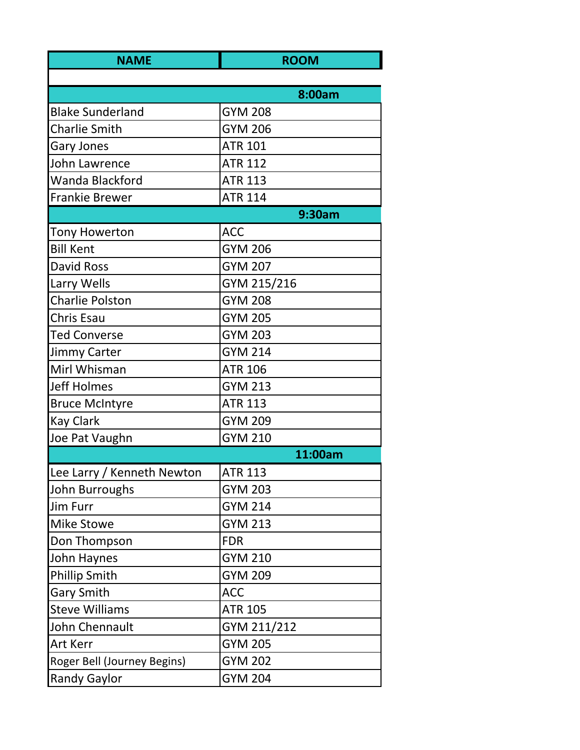| NAME | ROOM |
| --- | --- |
| | |
| | **8:00am** |
| Blake Sunderland | GYM 208 |
| Charlie Smith | GYM 206 |
| Gary Jones | ATR 101 |
| John Lawrence | ATR 112 |
| Wanda Blackford | ATR 113 |
| Frankie Brewer | ATR 114 |
| | **9:30am** |
| Tony Howerton | ACC |
| Bill Kent | GYM 206 |
| David Ross | GYM 207 |
| Larry Wells | GYM 215/216 |
| Charlie Polston | GYM 208 |
| Chris Esau | GYM 205 |
| Ted Converse | GYM 203 |
| Jimmy Carter | GYM 214 |
| Mirl Whisman | ATR 106 |
| Jeff Holmes | GYM 213 |
| Bruce McIntyre | ATR 113 |
| Kay Clark | GYM 209 |
| Joe Pat Vaughn | GYM 210 |
| | **11:00am** |
| Lee Larry / Kenneth Newton | ATR 113 |
| John Burroughs | GYM 203 |
| Jim Furr | GYM 214 |
| Mike Stowe | GYM 213 |
| Don Thompson | FDR |
| John Haynes | GYM 210 |
| Phillip Smith | GYM 209 |
| Gary Smith | ACC |
| Steve Williams | ATR 105 |
| John Chennault | GYM 211/212 |
| Art Kerr | GYM 205 |
| Roger Bell (Journey Begins) | GYM 202 |
| Randy Gaylor | GYM 204 |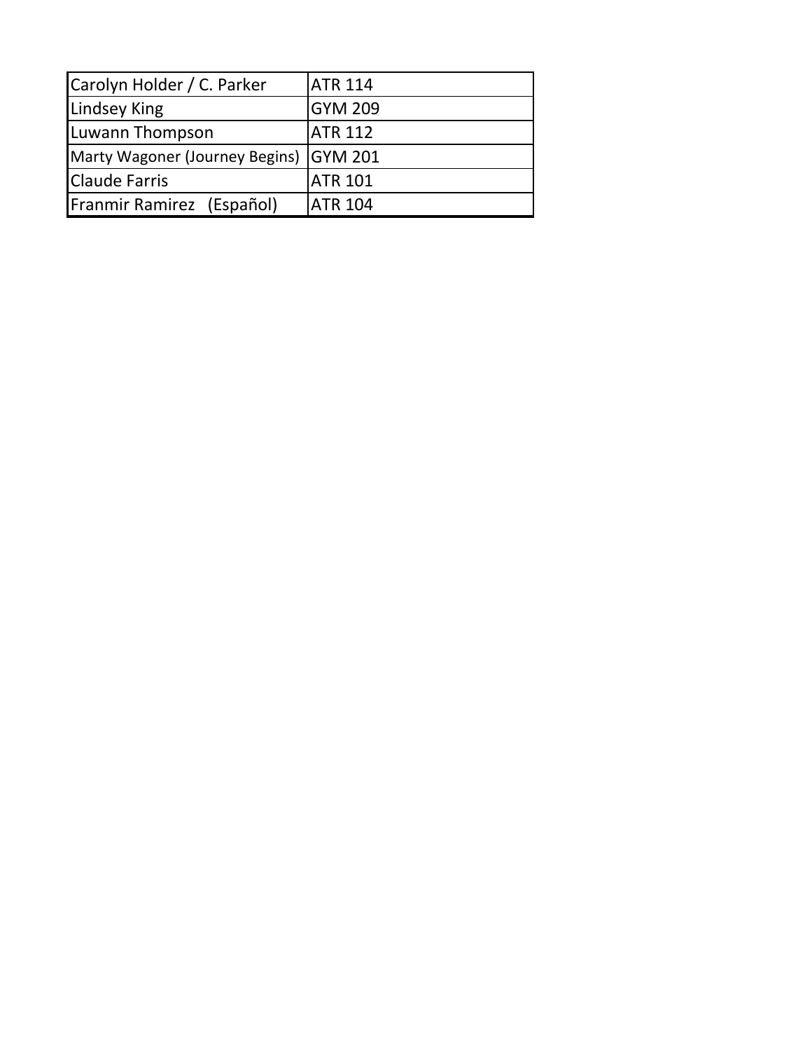| | |
|---|---|
| Carolyn Holder / C. Parker | ATR 114 |
| Lindsey King | GYM 209 |
| Luwann Thompson | ATR 112 |
| Marty Wagoner (Journey Begins) | GYM 201 |
| Claude Farris | ATR 101 |
| Franmir Ramirez (Español) | ATR 104 |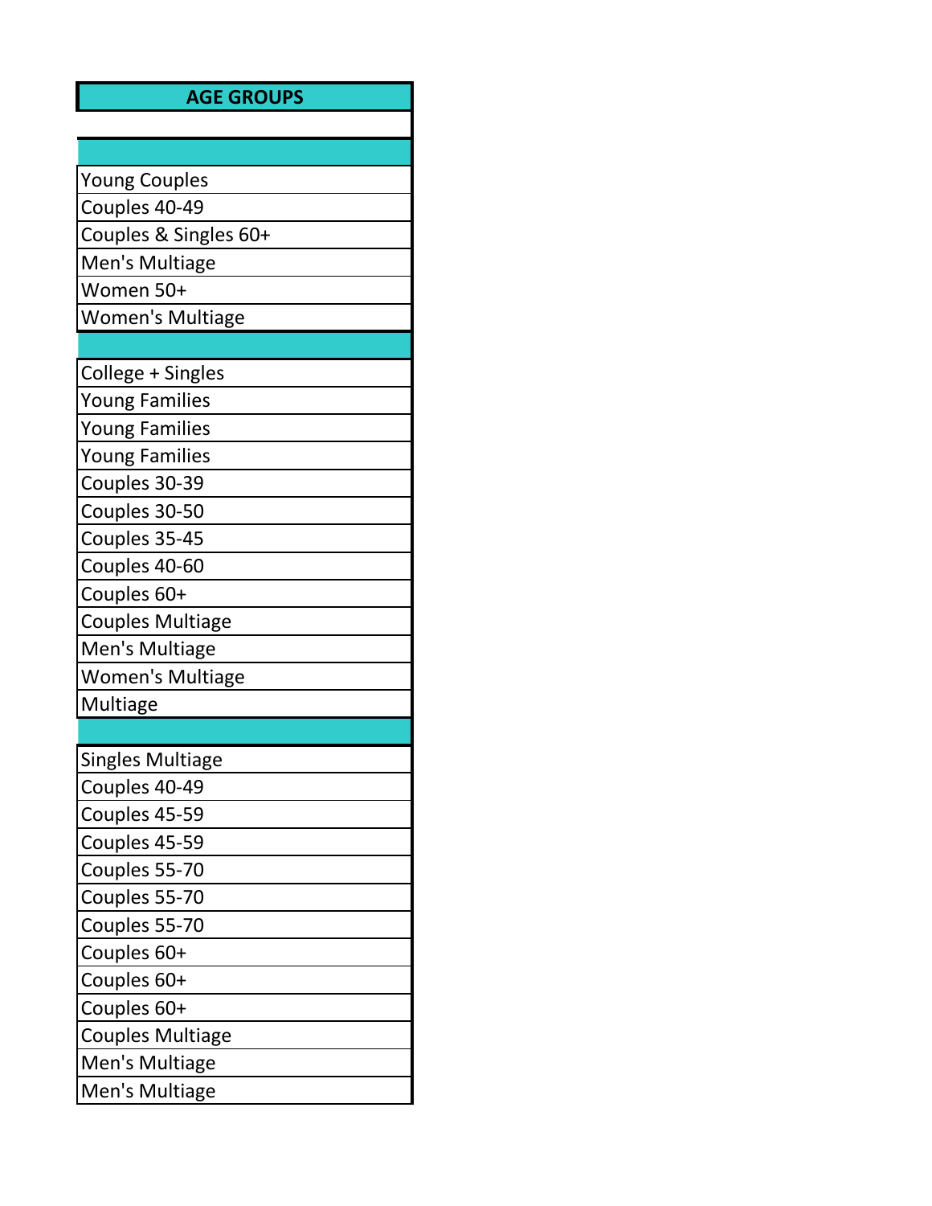| AGE GROUPS |
| --- |
| |
| |
| Young Couples |
| Couples 40-49 |
| Couples & Singles 60+ |
| Men's Multiage |
| Women 50+ |
| Women's Multiage |
| |
| College + Singles |
| Young Families |
| Young Families |
| Young Families |
| Couples 30-39 |
| Couples 30-50 |
| Couples 35-45 |
| Couples 40-60 |
| Couples 60+ |
| Couples Multiage |
| Men's Multiage |
| Women's Multiage |
| Multiage |
| |
| Singles Multiage |
| Couples 40-49 |
| Couples 45-59 |
| Couples 45-59 |
| Couples 55-70 |
| Couples 55-70 |
| Couples 55-70 |
| Couples 60+ |
| Couples 60+ |
| Couples 60+ |
| Couples Multiage |
| Men's Multiage |
| Men's Multiage |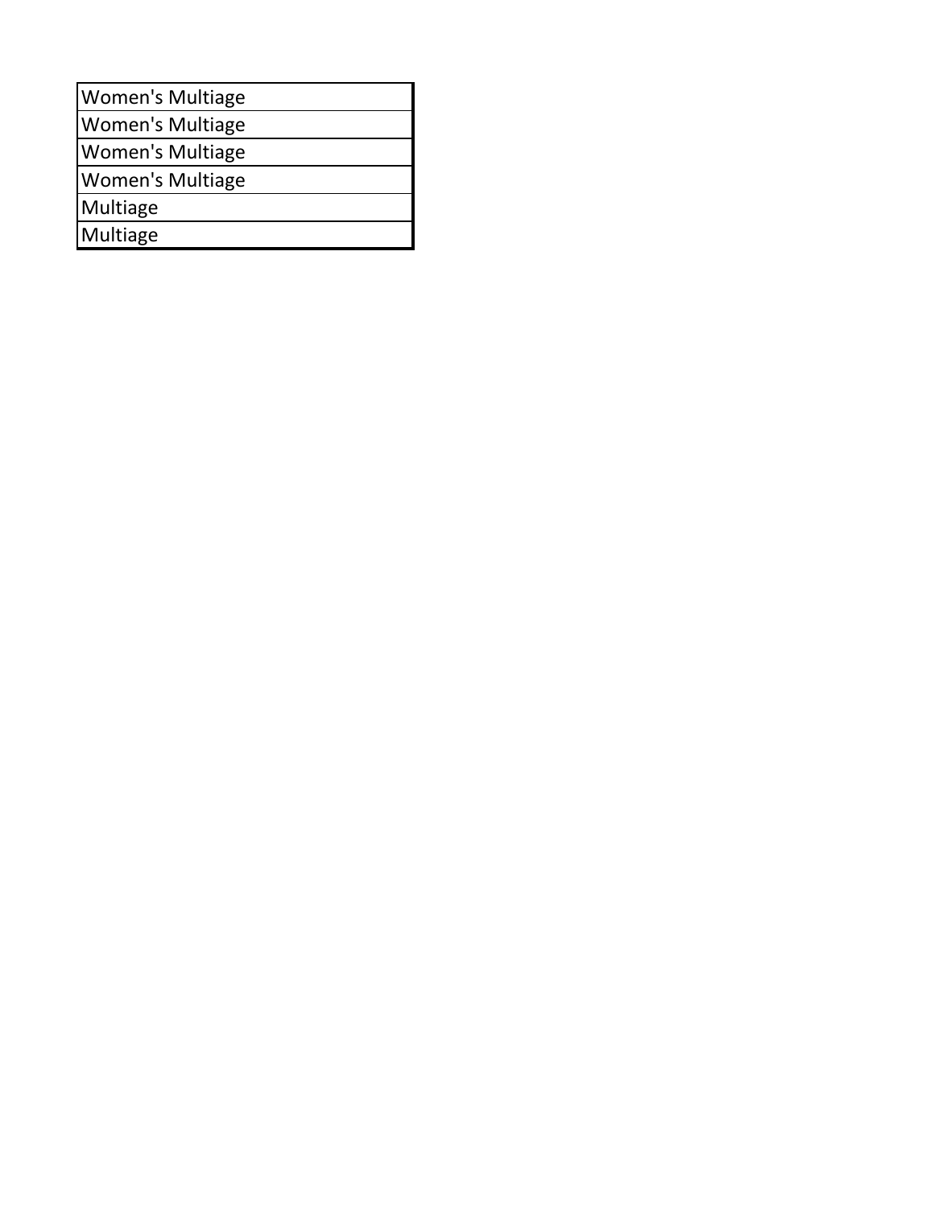| |
|---|
| Women's Multiage |
| Women's Multiage |
| Women's Multiage |
| Women's Multiage |
| Multiage |
| Multiage |